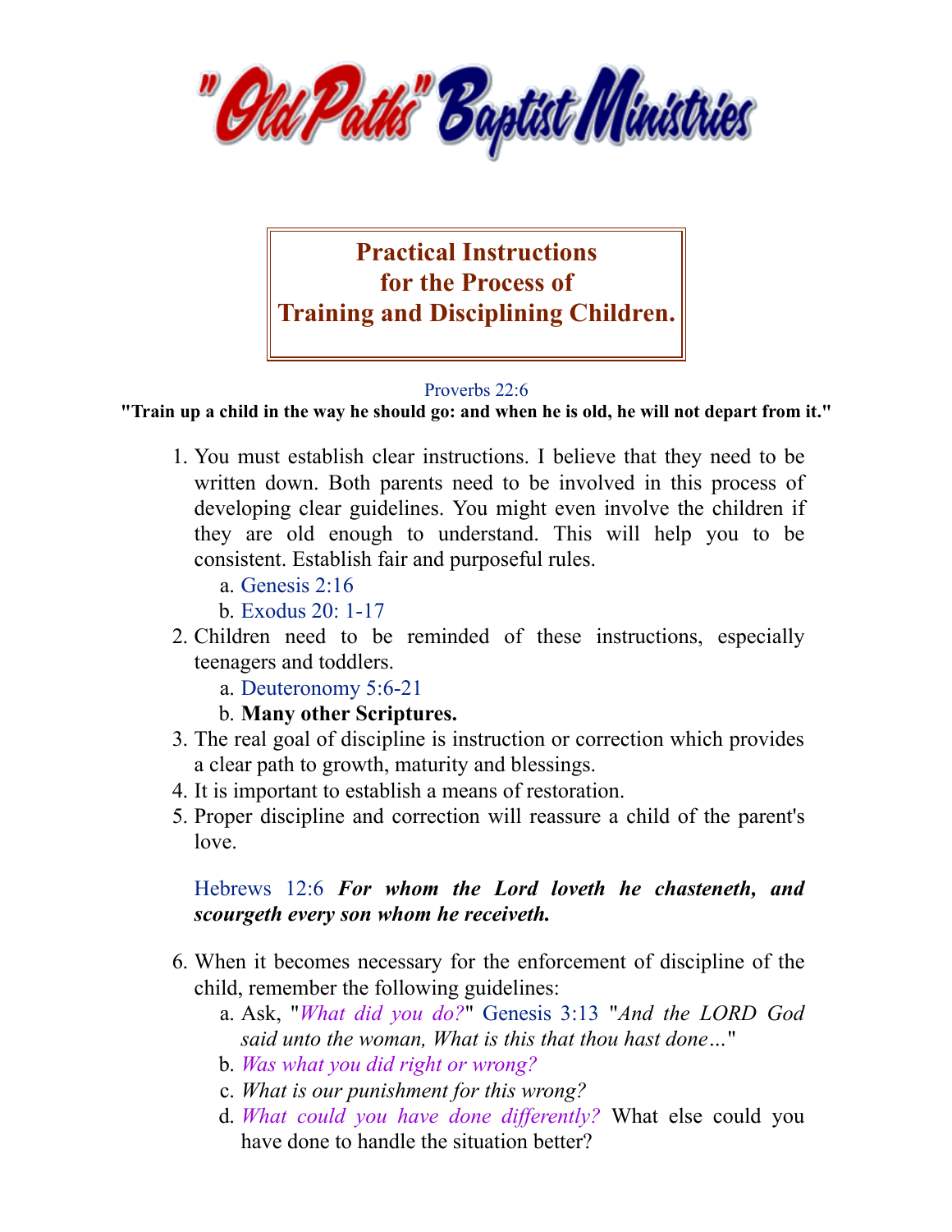# "Old Paths" Baptist Ministries

## Practical Instructions for the Process of Training and Disciplining Children.

Proverbs 22:6

**"Train up a child in the way he should go: and when he is old, he will not depart from it."**

1. You must establish clear instructions. I believe that they need to be written down. Both parents need to be involved in this process of developing clear guidelines. You might even involve the children if they are old enough to understand. This will help you to be consistent. Establish fair and purposeful rules.
   a. Genesis 2:16
   b. Exodus 20: 1-17
2. Children need to be reminded of these instructions, especially teenagers and toddlers.
   a. Deuteronomy 5:6-21
   b. **Many other Scriptures.**
3. The real goal of discipline is instruction or correction which provides a clear path to growth, maturity and blessings.
4. It is important to establish a means of restoration.
5. Proper discipline and correction will reassure a child of the parent's love.

   Hebrews 12:6 ***For whom the Lord loveth he chasteneth, and scourgeth every son whom he receiveth.***

6. When it becomes necessary for the enforcement of discipline of the child, remember the following guidelines:
   a. Ask, "*What did you do?*" Genesis 3:13 "*And the LORD God said unto the woman, What is this that thou hast done…*"
   b. *Was what you did right or wrong?*
   c. *What is our punishment for this wrong?*
   d. *What could you have done differently?* What else could you have done to handle the situation better?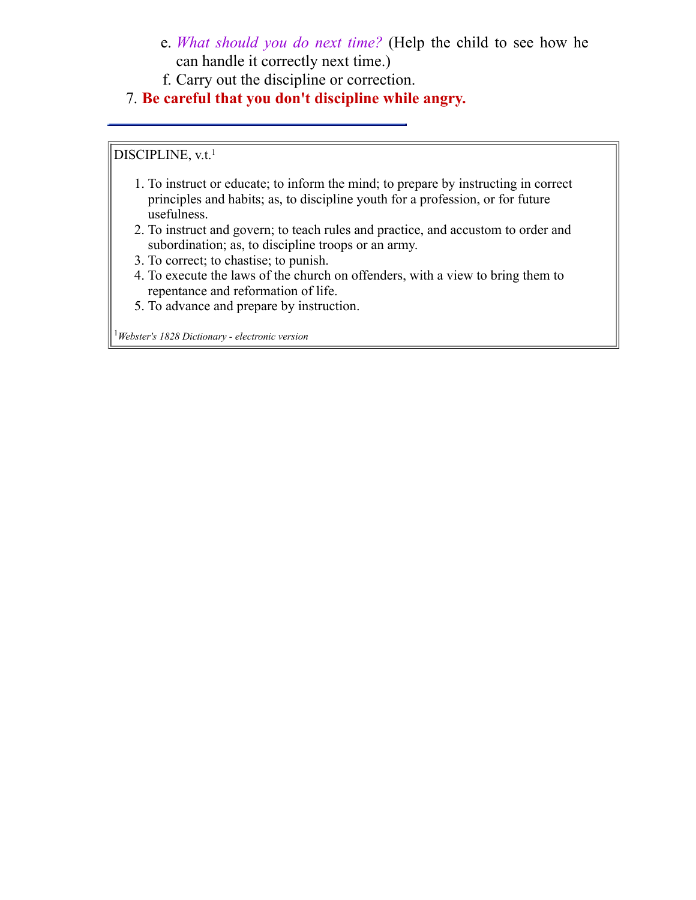e. *What should you do next time?* (Help the child to see how he can handle it correctly next time.)
   f. Carry out the discipline or correction.
7. **Be careful that you don't discipline while angry.**

---

DISCIPLINE, v.t.[1]

1. To instruct or educate; to inform the mind; to prepare by instructing in correct principles and habits; as, to discipline youth for a profession, or for future usefulness.
2. To instruct and govern; to teach rules and practice, and accustom to order and subordination; as, to discipline troops or an army.
3. To correct; to chastise; to punish.
4. To execute the laws of the church on offenders, with a view to bring them to repentance and reformation of life.
5. To advance and prepare by instruction.

[1] *Webster's 1828 Dictionary - electronic version*